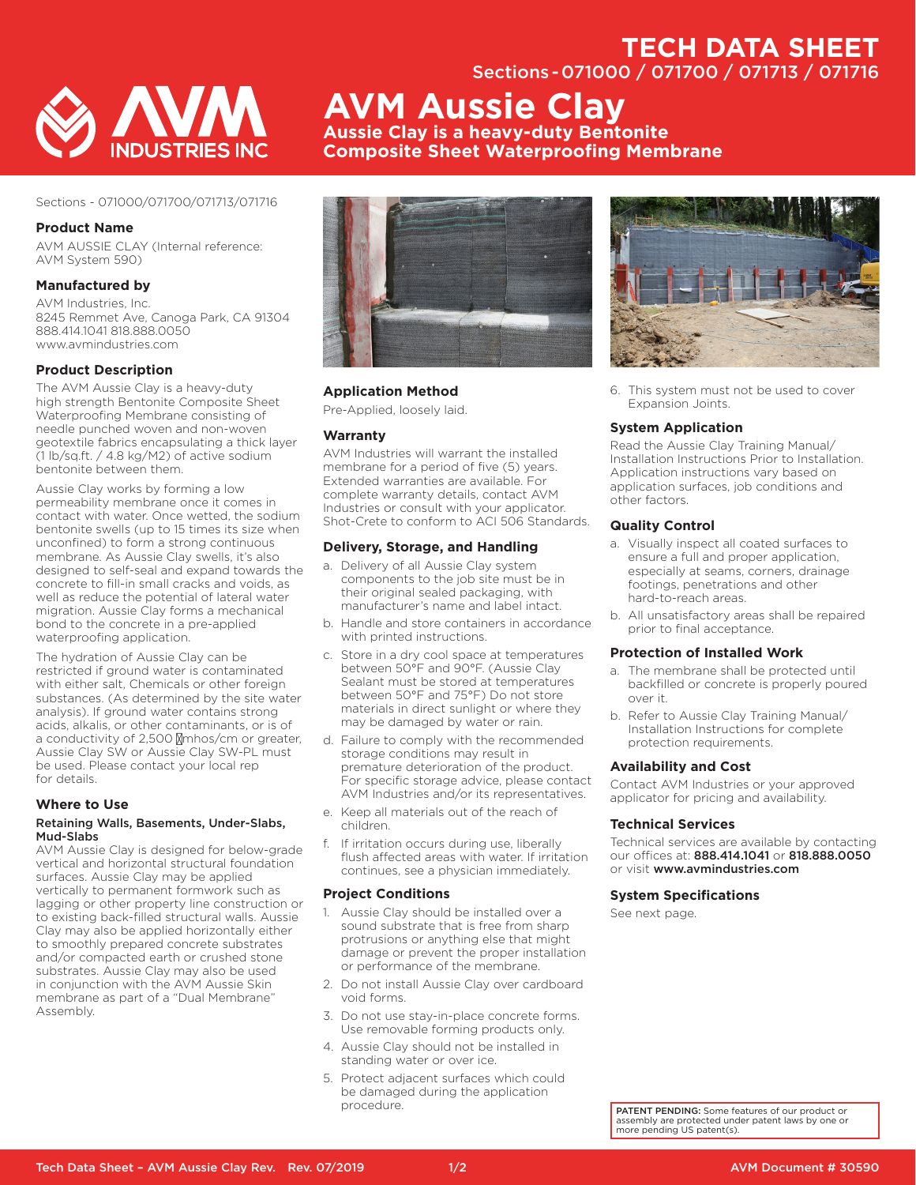# TECH DATA SHEET

Sections - 071000 / 071700 / 071713 / 071716

# AVM Aussie Clay

**Aussie Clay is a heavy-duty Bentonite Composite Sheet Waterproofing Membrane**

Sections - 071000/071700/071713/071716

### Product Name

AVM AUSSIE CLAY (Internal reference: AVM System 590)

### Manufactured by

AVM Industries, Inc.
8245 Remmet Ave, Canoga Park, CA 91304
888.414.1041 818.888.0050
www.avmindustries.com

### Product Description

The AVM Aussie Clay is a heavy-duty high strength Bentonite Composite Sheet Waterproofing Membrane consisting of needle punched woven and non-woven geotextile fabrics encapsulating a thick layer (1 lb/sq.ft. / 4.8 kg/M2) of active sodium bentonite between them.

Aussie Clay works by forming a low permeability membrane once it comes in contact with water. Once wetted, the sodium bentonite swells (up to 15 times its size when unconfined) to form a strong continuous membrane. As Aussie Clay swells, it's also designed to self-seal and expand towards the concrete to fill-in small cracks and voids, as well as reduce the potential of lateral water migration. Aussie Clay forms a mechanical bond to the concrete in a pre-applied waterproofing application.

The hydration of Aussie Clay can be restricted if ground water is contaminated with either salt, Chemicals or other foreign substances. (As determined by the site water analysis). If ground water contains strong acids, alkalis, or other contaminants, or is of a conductivity of 2,500 µmhos/cm or greater, Aussie Clay SW or Aussie Clay SW-PL must be used. Please contact your local rep for details.

### Where to Use

**Retaining Walls, Basements, Under-Slabs, Mud-Slabs**

AVM Aussie Clay is designed for below-grade vertical and horizontal structural foundation surfaces. Aussie Clay may be applied vertically to permanent formwork such as lagging or other property line construction or to existing back-filled structural walls. Aussie Clay may also be applied horizontally either to smoothly prepared concrete substrates and/or compacted earth or crushed stone substrates. Aussie Clay may also be used in conjunction with the AVM Aussie Skin membrane as part of a "Dual Membrane" Assembly.

### Application Method

Pre-Applied, loosely laid.

### Warranty

AVM Industries will warrant the installed membrane for a period of five (5) years. Extended warranties are available. For complete warranty details, contact AVM Industries or consult with your applicator. Shot-Crete to conform to ACI 506 Standards.

### Delivery, Storage, and Handling

a. Delivery of all Aussie Clay system components to the job site must be in their original sealed packaging, with manufacturer's name and label intact.
b. Handle and store containers in accordance with printed instructions.
c. Store in a dry cool space at temperatures between 50°F and 90°F. (Aussie Clay Sealant must be stored at temperatures between 50°F and 75°F) Do not store materials in direct sunlight or where they may be damaged by water or rain.
d. Failure to comply with the recommended storage conditions may result in premature deterioration of the product. For specific storage advice, please contact AVM Industries and/or its representatives.
e. Keep all materials out of the reach of children.
f. If irritation occurs during use, liberally flush affected areas with water. If irritation continues, see a physician immediately.

### Project Conditions

1. Aussie Clay should be installed over a sound substrate that is free from sharp protrusions or anything else that might damage or prevent the proper installation or performance of the membrane.
2. Do not install Aussie Clay over cardboard void forms.
3. Do not use stay-in-place concrete forms. Use removable forming products only.
4. Aussie Clay should not be installed in standing water or over ice.
5. Protect adjacent surfaces which could be damaged during the application procedure.
6. This system must not be used to cover Expansion Joints.

### System Application

Read the Aussie Clay Training Manual/ Installation Instructions Prior to Installation. Application instructions vary based on application surfaces, job conditions and other factors.

### Quality Control

a. Visually inspect all coated surfaces to ensure a full and proper application, especially at seams, corners, drainage footings, penetrations and other hard-to-reach areas.
b. All unsatisfactory areas shall be repaired prior to final acceptance.

### Protection of Installed Work

a. The membrane shall be protected until backfilled or concrete is properly poured over it.
b. Refer to Aussie Clay Training Manual/ Installation Instructions for complete protection requirements.

### Availability and Cost

Contact AVM Industries or your approved applicator for pricing and availability.

### Technical Services

Technical services are available by contacting our offices at: **888.414.1041** or **818.888.0050** or visit **www.avmindustries.com**

### System Specifications

See next page.

**PATENT PENDING:** Some features of our product or assembly are protected under patent laws by one or more pending US patent(s).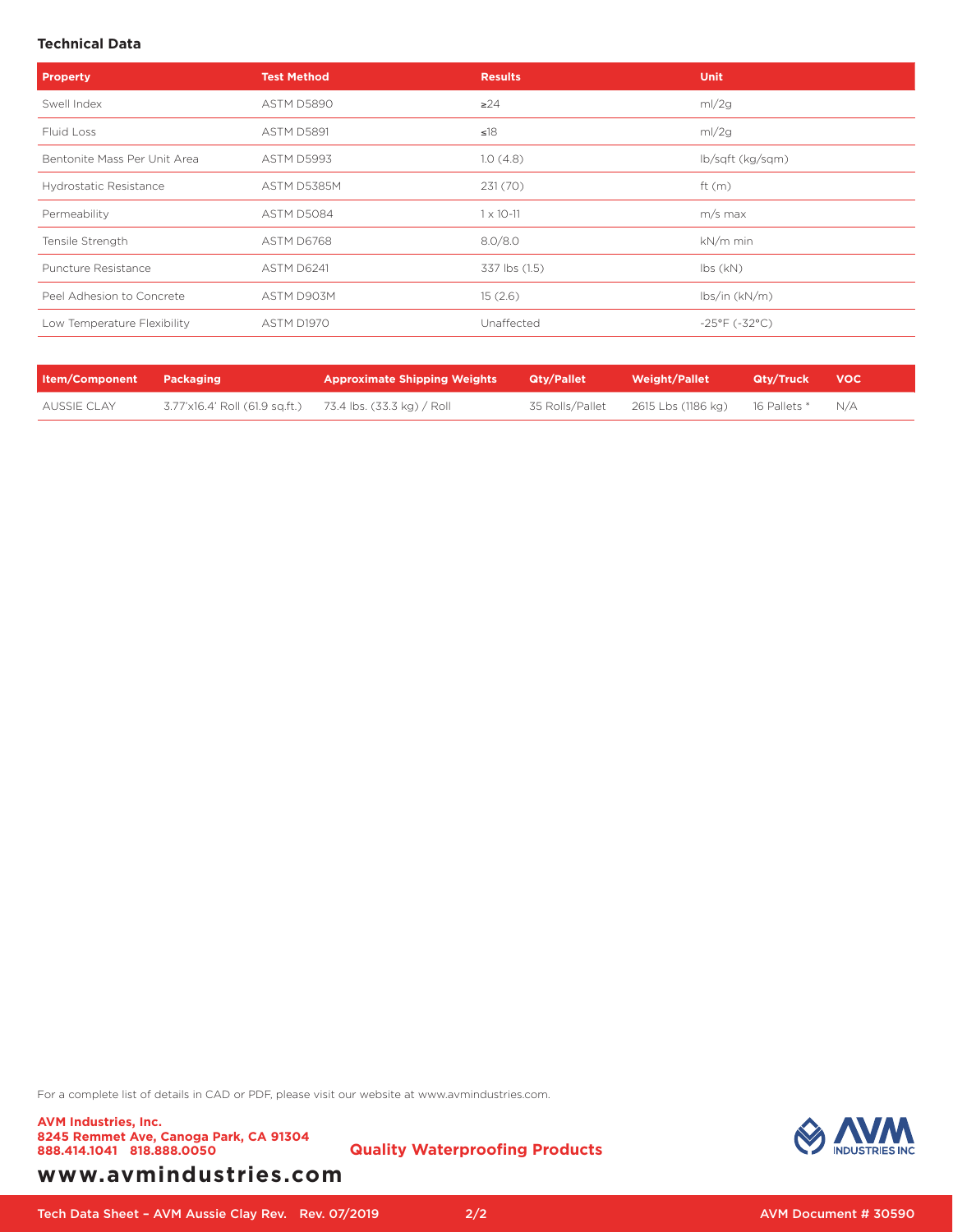## Technical Data

| Property | Test Method | Results | Unit |
|---|---|---|---|
| Swell Index | ASTM D5890 | ≥24 | ml/2g |
| Fluid Loss | ASTM D5891 | ≤18 | ml/2g |
| Bentonite Mass Per Unit Area | ASTM D5993 | 1.0 (4.8) | lb/sqft (kg/sqm) |
| Hydrostatic Resistance | ASTM D5385M | 231 (70) | ft (m) |
| Permeability | ASTM D5084 | 1 x 10-11 | m/s max |
| Tensile Strength | ASTM D6768 | 8.0/8.0 | kN/m min |
| Puncture Resistance | ASTM D6241 | 337 lbs (1.5) | lbs (kN) |
| Peel Adhesion to Concrete | ASTM D903M | 15 (2.6) | lbs/in (kN/m) |
| Low Temperature Flexibility | ASTM D1970 | Unaffected | -25°F (-32°C) |

| Item/Component | Packaging | Approximate Shipping Weights | Qty/Pallet | Weight/Pallet | Qty/Truck | VOC |
|---|---|---|---|---|---|---|
| AUSSIE CLAY | 3.77'x16.4' Roll (61.9 sq.ft.) | 73.4 lbs. (33.3 kg) / Roll | 35 Rolls/Pallet | 2615 Lbs (1186 kg) | 16 Pallets * | N/A |

For a complete list of details in CAD or PDF, please visit our website at www.avmindustries.com.

**AVM Industries, Inc.**
**8245 Remmet Ave, Canoga Park, CA 91304**
**888.414.1041 818.888.0050**

**Quality Waterproofing Products**

**www.avmindustries.com**

Tech Data Sheet – AVM Aussie Clay Rev. Rev. 07/2019

AVM Document # 30590